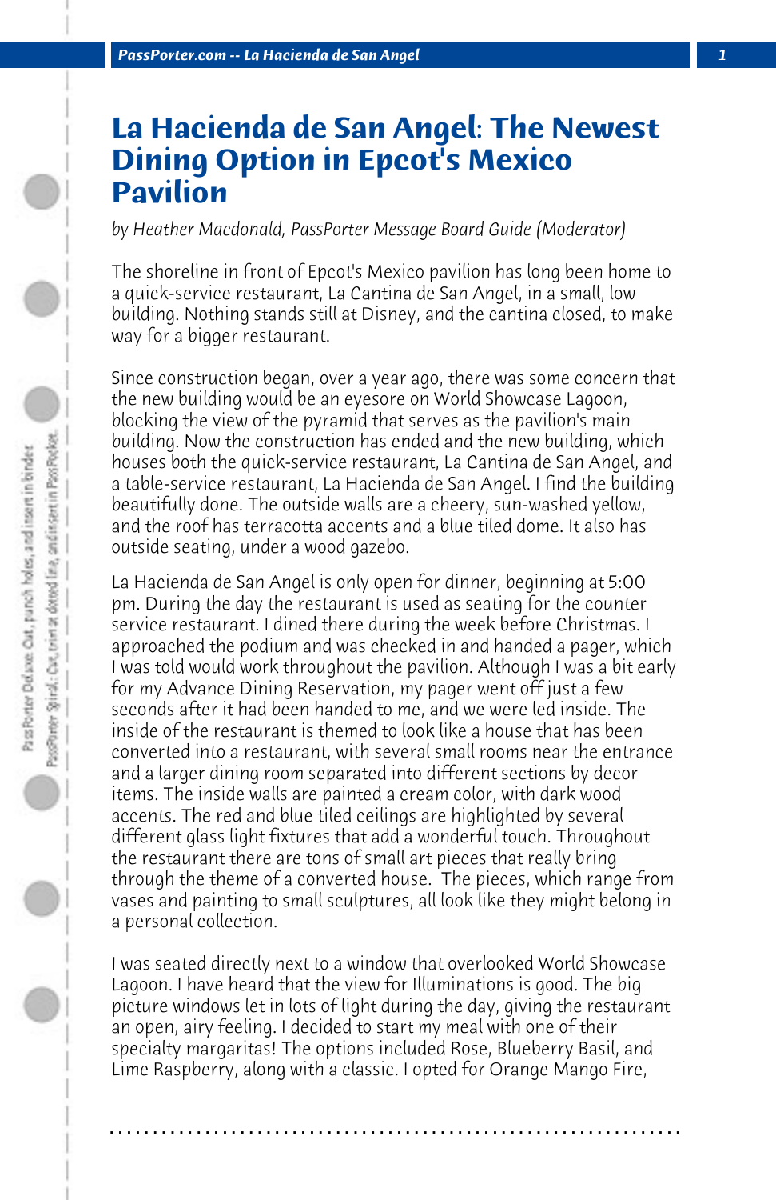# La Hacienda de San Angel: The Newest Dining Option in Epcot's Mexico Pavilion

*by Heather Macdonald, PassPorter Message Board Guide (Moderator)*

The shoreline in front of Epcot's Mexico pavilion has long been home to a quick-service restaurant, La Cantina de San Angel, in a small, low building. Nothing stands still at Disney, and the cantina closed, to make way for a bigger restaurant.

Since construction began, over a year ago, there was some concern that the new building would be an eyesore on World Showcase Lagoon, blocking the view of the pyramid that serves as the pavilion's main building. Now the construction has ended and the new building, which houses both the quick-service restaurant, La Cantina de San Angel, and a table-service restaurant, La Hacienda de San Angel. I find the building beautifully done. The outside walls are a cheery, sun-washed yellow, and the roof has terracotta accents and a blue tiled dome. It also has outside seating, under a wood gazebo.

La Hacienda de San Angel is only open for dinner, beginning at 5:00 pm. During the day the restaurant is used as seating for the counter service restaurant. I dined there during the week before Christmas. I approached the podium and was checked in and handed a pager, which I was told would work throughout the pavilion. Although I was a bit early for my Advance Dining Reservation, my pager went off just a few seconds after it had been handed to me, and we were led inside. The inside of the restaurant is themed to look like a house that has been converted into a restaurant, with several small rooms near the entrance and a larger dining room separated into different sections by decor items. The inside walls are painted a cream color, with dark wood accents. The red and blue tiled ceilings are highlighted by several different glass light fixtures that add a wonderful touch. Throughout the restaurant there are tons of small art pieces that really bring through the theme of a converted house. The pieces, which range from vases and painting to small sculptures, all look like they might belong in a personal collection.

I was seated directly next to a window that overlooked World Showcase Lagoon. I have heard that the view for Illuminations is good. The big picture windows let in lots of light during the day, giving the restaurant an open, airy feeling. I decided to start my meal with one of their specialty margaritas! The options included Rose, Blueberry Basil, and Lime Raspberry, along with a classic. I opted for Orange Mango Fire,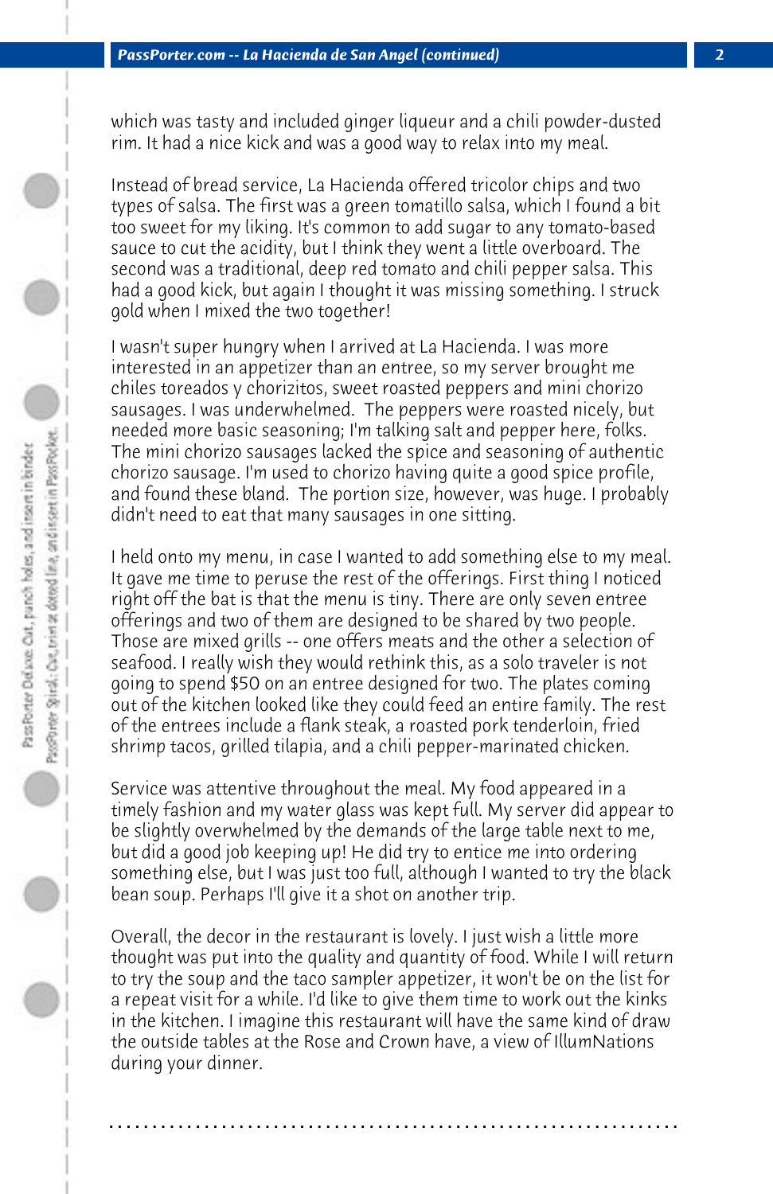which was tasty and included ginger liqueur and a chili powder-dusted rim. It had a nice kick and was a good way to relax into my meal.

Instead of bread service, La Hacienda offered tricolor chips and two types of salsa. The first was a green tomatillo salsa, which I found a bit too sweet for my liking. It's common to add sugar to any tomato-based sauce to cut the acidity, but I think they went a little overboard. The second was a traditional, deep red tomato and chili pepper salsa. This had a good kick, but again I thought it was missing something. I struck gold when I mixed the two together!

I wasn't super hungry when I arrived at La Hacienda. I was more interested in an appetizer than an entree, so my server brought me chiles toreados y chorizitos, sweet roasted peppers and mini chorizo sausages. I was underwhelmed. The peppers were roasted nicely, but needed more basic seasoning; I'm talking salt and pepper here, folks. The mini chorizo sausages lacked the spice and seasoning of authentic chorizo sausage. I'm used to chorizo having quite a good spice profile, and found these bland. The portion size, however, was huge. I probably didn't need to eat that many sausages in one sitting.

I held onto my menu, in case I wanted to add something else to my meal. It gave me time to peruse the rest of the offerings. First thing I noticed right off the bat is that the menu is tiny. There are only seven entree offerings and two of them are designed to be shared by two people. Those are mixed grills -- one offers meats and the other a selection of seafood. I really wish they would rethink this, as a solo traveler is not going to spend $50 on an entree designed for two. The plates coming out of the kitchen looked like they could feed an entire family. The rest of the entrees include a flank steak, a roasted pork tenderloin, fried shrimp tacos, grilled tilapia, and a chili pepper-marinated chicken.

Service was attentive throughout the meal. My food appeared in a timely fashion and my water glass was kept full. My server did appear to be slightly overwhelmed by the demands of the large table next to me, but did a good job keeping up! He did try to entice me into ordering something else, but I was just too full, although I wanted to try the black bean soup. Perhaps I'll give it a shot on another trip.

Overall, the decor in the restaurant is lovely. I just wish a little more thought was put into the quality and quantity of food. While I will return to try the soup and the taco sampler appetizer, it won't be on the list for a repeat visit for a while. I'd like to give them time to work out the kinks in the kitchen. I imagine this restaurant will have the same kind of draw the outside tables at the Rose and Crown have, a view of IllumNations during your dinner.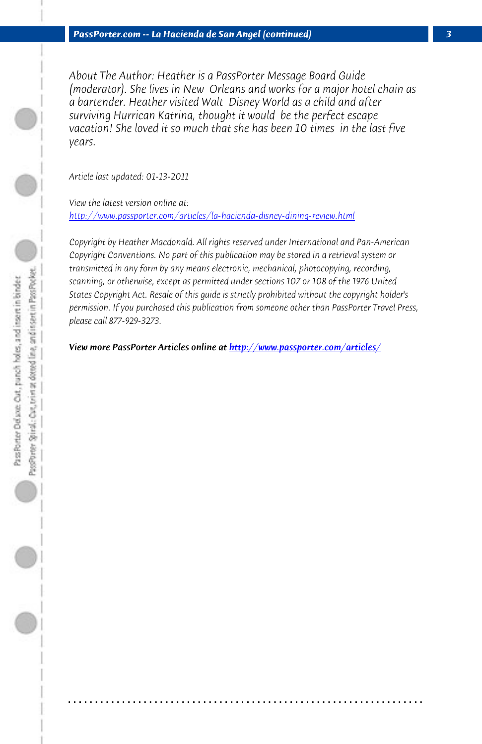*About The Author: Heather is a PassPorter Message Board Guide (moderator). She lives in New Orleans and works for a major hotel chain as a bartender. Heather visited Walt Disney World as a child and after surviving Hurrican Katrina, thought it would be the perfect escape vacation! She loved it so much that she has been 10 times in the last five years.*

*Article last updated: 01-13-2011*

*View the latest version online at:*
*[http://www.passporter.com/articles/la-hacienda-disney-dining-review.html](http://www.passporter.com/articles/la-hacienda-disney-dining-review.html)*

*Copyright by Heather Macdonald. All rights reserved under International and Pan-American Copyright Conventions. No part of this publication may be stored in a retrieval system or transmitted in any form by any means electronic, mechanical, photocopying, recording, scanning, or otherwise, except as permitted under sections 107 or 108 of the 1976 United States Copyright Act. Resale of this guide is strictly prohibited without the copyright holder's permission. If you purchased this publication from someone other than PassPorter Travel Press, please call 877-929-3273.*

***View more PassPorter Articles online at [http://www.passporter.com/articles/](http://www.passporter.com/articles/)***